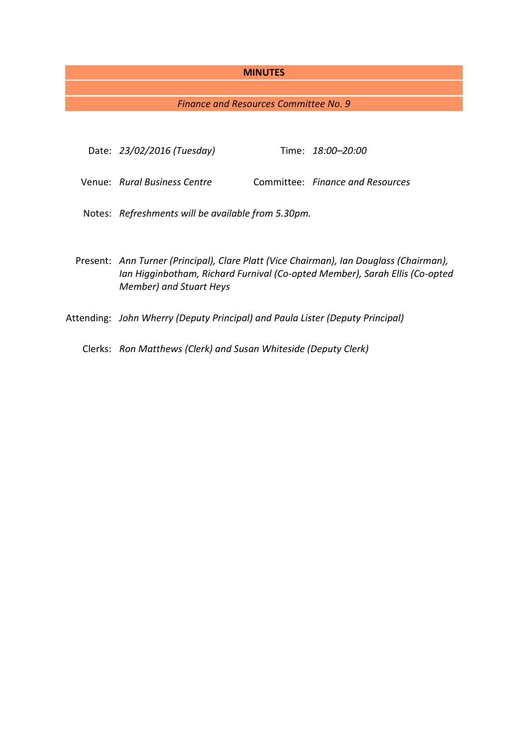# MINUTES

*Finance and Resources Committee No. 9*

Date: *23/02/2016 (Tuesday)*

Time: *18:00–20:00*

Venue: *Rural Business Centre*

Committee: *Finance and Resources*

Notes: *Refreshments will be available from 5.30pm.*

Present: *Ann Turner (Principal), Clare Platt (Vice Chairman), Ian Douglass (Chairman), Ian Higginbotham, Richard Furnival (Co-opted Member), Sarah Ellis (Co-opted Member) and Stuart Heys*

Attending: *John Wherry (Deputy Principal) and Paula Lister (Deputy Principal)*

Clerks: *Ron Matthews (Clerk) and Susan Whiteside (Deputy Clerk)*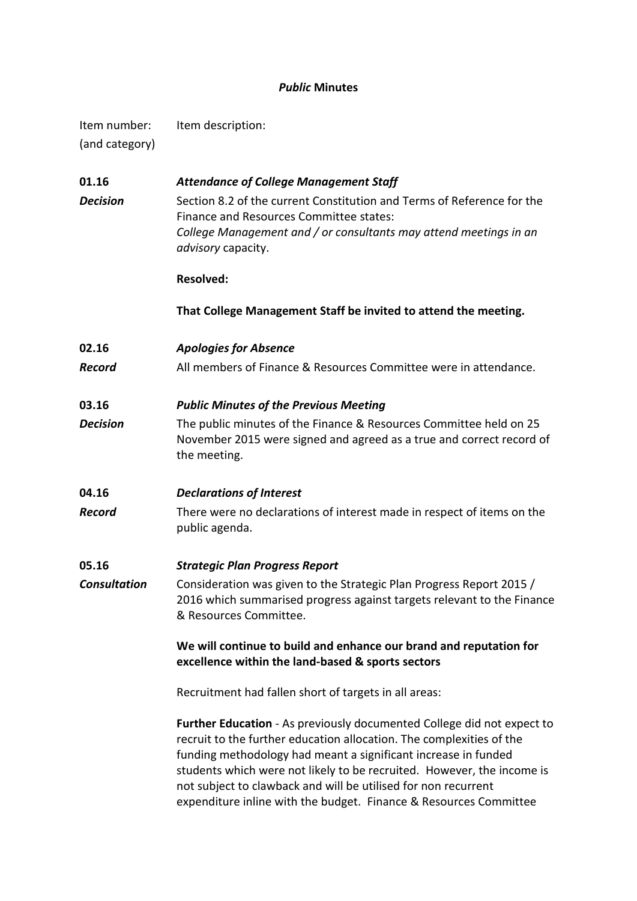***Public* Minutes**

Item number: (and category) | Item description:

**01.16** ***Attendance of College Management Staff***

***Decision***

Section 8.2 of the current Constitution and Terms of Reference for the Finance and Resources Committee states:
*College Management and / or consultants may attend meetings in an advisory* capacity.

**Resolved:**

**That College Management Staff be invited to attend the meeting.**

**02.16** ***Apologies for Absence***

***Record***

All members of Finance & Resources Committee were in attendance.

**03.16** ***Public Minutes of the Previous Meeting***

***Decision***

The public minutes of the Finance & Resources Committee held on 25 November 2015 were signed and agreed as a true and correct record of the meeting.

**04.16** ***Declarations of Interest***

***Record***

There were no declarations of interest made in respect of items on the public agenda.

**05.16** ***Strategic Plan Progress Report***

***Consultation***

Consideration was given to the Strategic Plan Progress Report 2015 / 2016 which summarised progress against targets relevant to the Finance & Resources Committee.

**We will continue to build and enhance our brand and reputation for excellence within the land-based & sports sectors**

Recruitment had fallen short of targets in all areas:

**Further Education** - As previously documented College did not expect to recruit to the further education allocation. The complexities of the funding methodology had meant a significant increase in funded students which were not likely to be recruited. However, the income is not subject to clawback and will be utilised for non recurrent expenditure inline with the budget. Finance & Resources Committee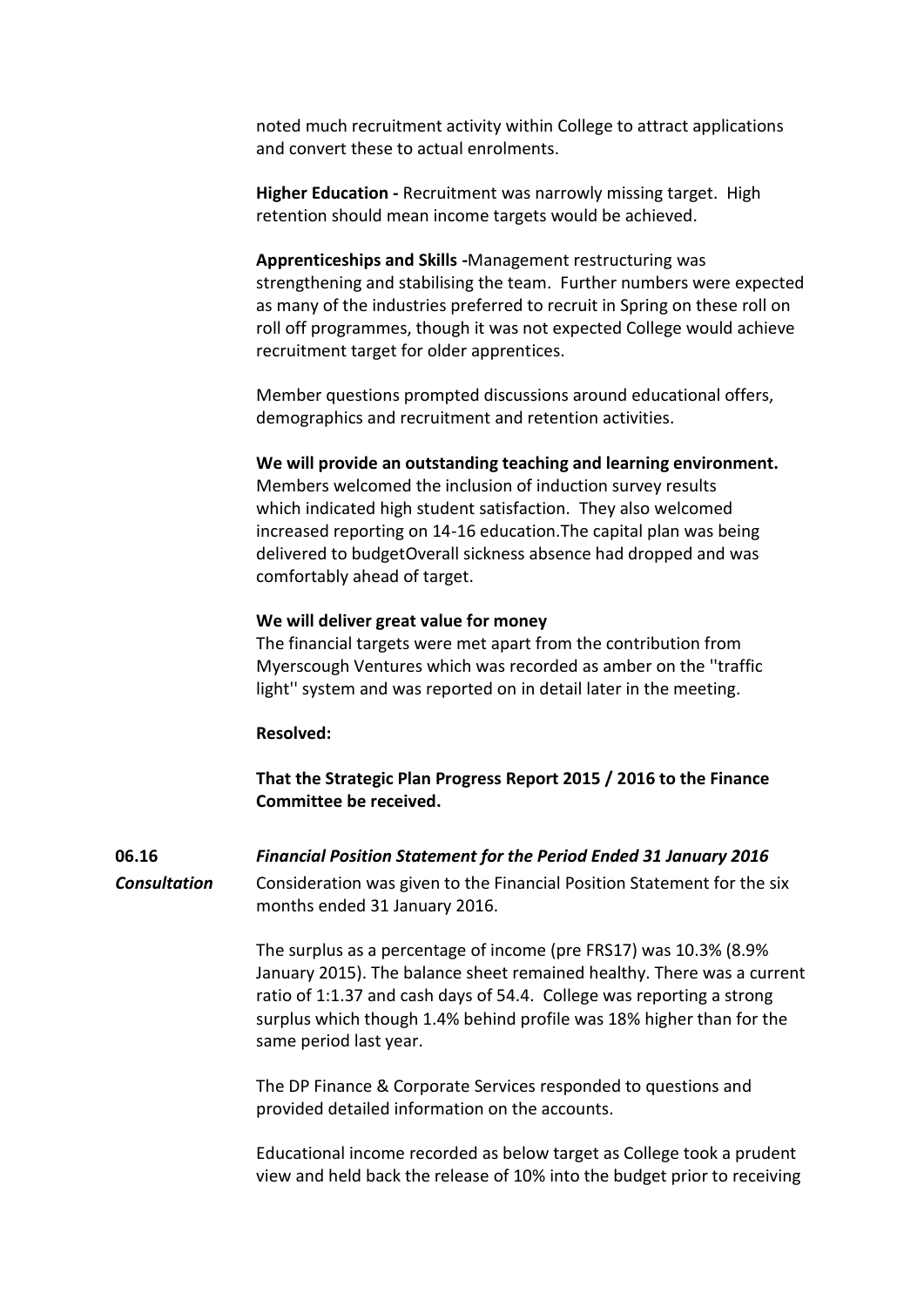noted much recruitment activity within College to attract applications and convert these to actual enrolments.

**Higher Education -** Recruitment was narrowly missing target. High retention should mean income targets would be achieved.

**Apprenticeships and Skills -**Management restructuring was strengthening and stabilising the team. Further numbers were expected as many of the industries preferred to recruit in Spring on these roll on roll off programmes, though it was not expected College would achieve recruitment target for older apprentices.

Member questions prompted discussions around educational offers, demographics and recruitment and retention activities.

**We will provide an outstanding teaching and learning environment.**
Members welcomed the inclusion of induction survey results which indicated high student satisfaction. They also welcomed increased reporting on 14-16 education.The capital plan was being delivered to budgetOverall sickness absence had dropped and was comfortably ahead of target.

**We will deliver great value for money**
The financial targets were met apart from the contribution from Myerscough Ventures which was recorded as amber on the ''traffic light'' system and was reported on in detail later in the meeting.

**Resolved:**

**That the Strategic Plan Progress Report 2015 / 2016 to the Finance Committee be received.**

**06.16** ***Financial Position Statement for the Period Ended 31 January 2016***

***Consultation***

Consideration was given to the Financial Position Statement for the six months ended 31 January 2016.

The surplus as a percentage of income (pre FRS17) was 10.3% (8.9% January 2015). The balance sheet remained healthy. There was a current ratio of 1:1.37 and cash days of 54.4. College was reporting a strong surplus which though 1.4% behind profile was 18% higher than for the same period last year.

The DP Finance & Corporate Services responded to questions and provided detailed information on the accounts.

Educational income recorded as below target as College took a prudent view and held back the release of 10% into the budget prior to receiving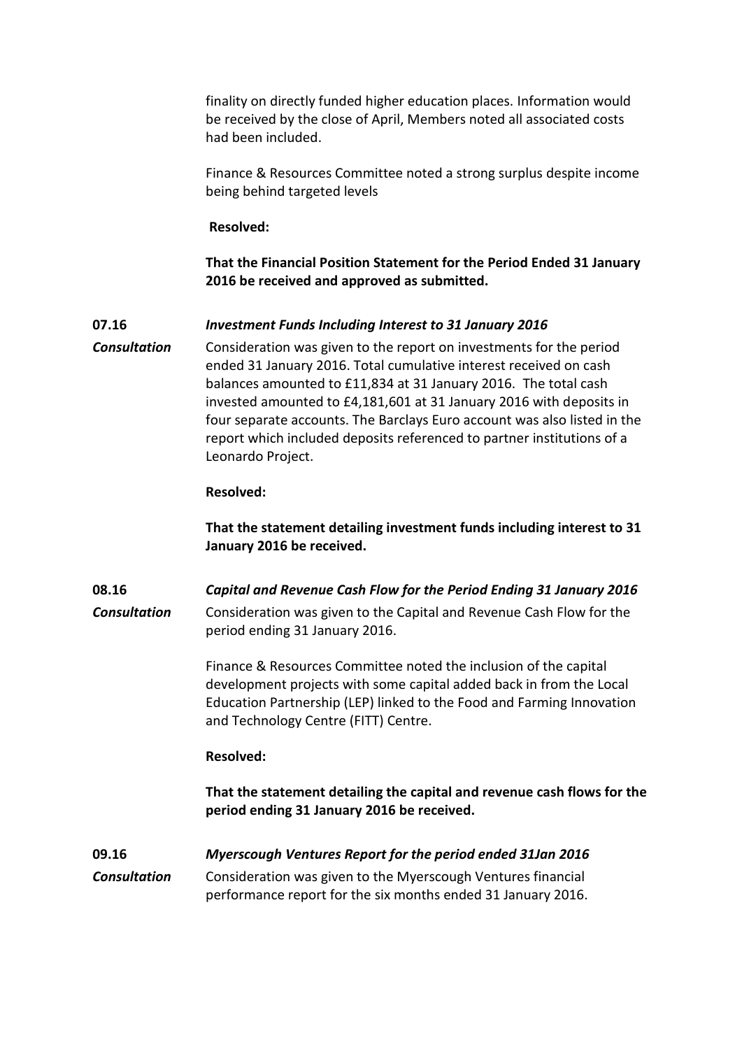finality on directly funded higher education places. Information would be received by the close of April, Members noted all associated costs had been included.

Finance & Resources Committee noted a strong surplus despite income being behind targeted levels

**Resolved:**

**That the Financial Position Statement for the Period Ended 31 January 2016 be received and approved as submitted.**

**07.16** ***Investment Funds Including Interest to 31 January 2016***

***Consultation*** Consideration was given to the report on investments for the period ended 31 January 2016. Total cumulative interest received on cash balances amounted to £11,834 at 31 January 2016. The total cash invested amounted to £4,181,601 at 31 January 2016 with deposits in four separate accounts. The Barclays Euro account was also listed in the report which included deposits referenced to partner institutions of a Leonardo Project.

**Resolved:**

**That the statement detailing investment funds including interest to 31 January 2016 be received.**

**08.16** ***Capital and Revenue Cash Flow for the Period Ending 31 January 2016***

***Consultation*** Consideration was given to the Capital and Revenue Cash Flow for the period ending 31 January 2016.

Finance & Resources Committee noted the inclusion of the capital development projects with some capital added back in from the Local Education Partnership (LEP) linked to the Food and Farming Innovation and Technology Centre (FITT) Centre.

**Resolved:**

**That the statement detailing the capital and revenue cash flows for the period ending 31 January 2016 be received.**

**09.16** ***Myerscough Ventures Report for the period ended 31Jan 2016***

***Consultation*** Consideration was given to the Myerscough Ventures financial performance report for the six months ended 31 January 2016.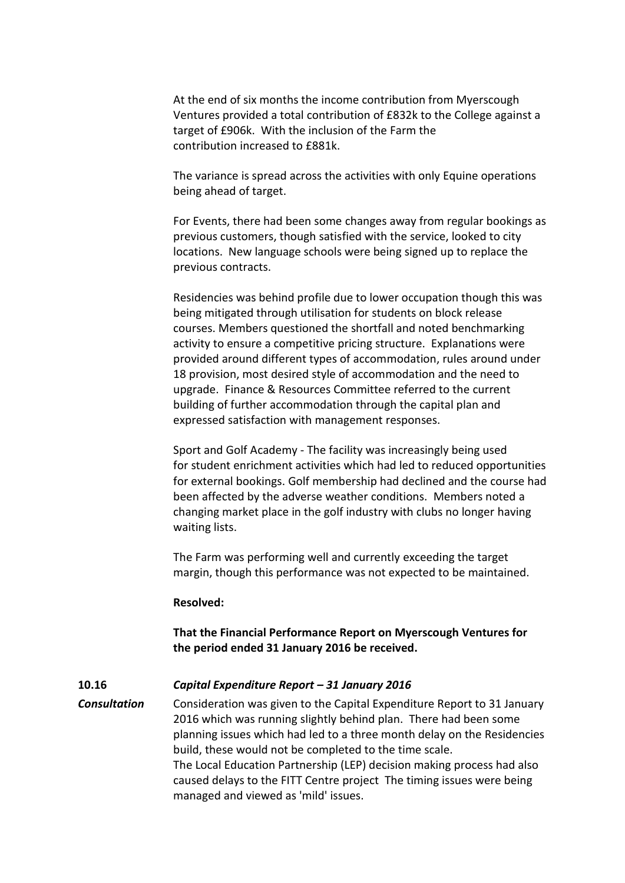At the end of six months the income contribution from Myerscough Ventures provided a total contribution of £832k to the College against a target of £906k. With the inclusion of the Farm the contribution increased to £881k.

The variance is spread across the activities with only Equine operations being ahead of target.

For Events, there had been some changes away from regular bookings as previous customers, though satisfied with the service, looked to city locations. New language schools were being signed up to replace the previous contracts.

Residencies was behind profile due to lower occupation though this was being mitigated through utilisation for students on block release courses. Members questioned the shortfall and noted benchmarking activity to ensure a competitive pricing structure. Explanations were provided around different types of accommodation, rules around under 18 provision, most desired style of accommodation and the need to upgrade. Finance & Resources Committee referred to the current building of further accommodation through the capital plan and expressed satisfaction with management responses.

Sport and Golf Academy - The facility was increasingly being used for student enrichment activities which had led to reduced opportunities for external bookings. Golf membership had declined and the course had been affected by the adverse weather conditions. Members noted a changing market place in the golf industry with clubs no longer having waiting lists.

The Farm was performing well and currently exceeding the target margin, though this performance was not expected to be maintained.

**Resolved:**

**That the Financial Performance Report on Myerscough Ventures for the period ended 31 January 2016 be received.**

**10.16** ***Capital Expenditure Report – 31 January 2016***

***Consultation***

Consideration was given to the Capital Expenditure Report to 31 January 2016 which was running slightly behind plan. There had been some planning issues which had led to a three month delay on the Residencies build, these would not be completed to the time scale.
The Local Education Partnership (LEP) decision making process had also caused delays to the FITT Centre project The timing issues were being managed and viewed as 'mild' issues.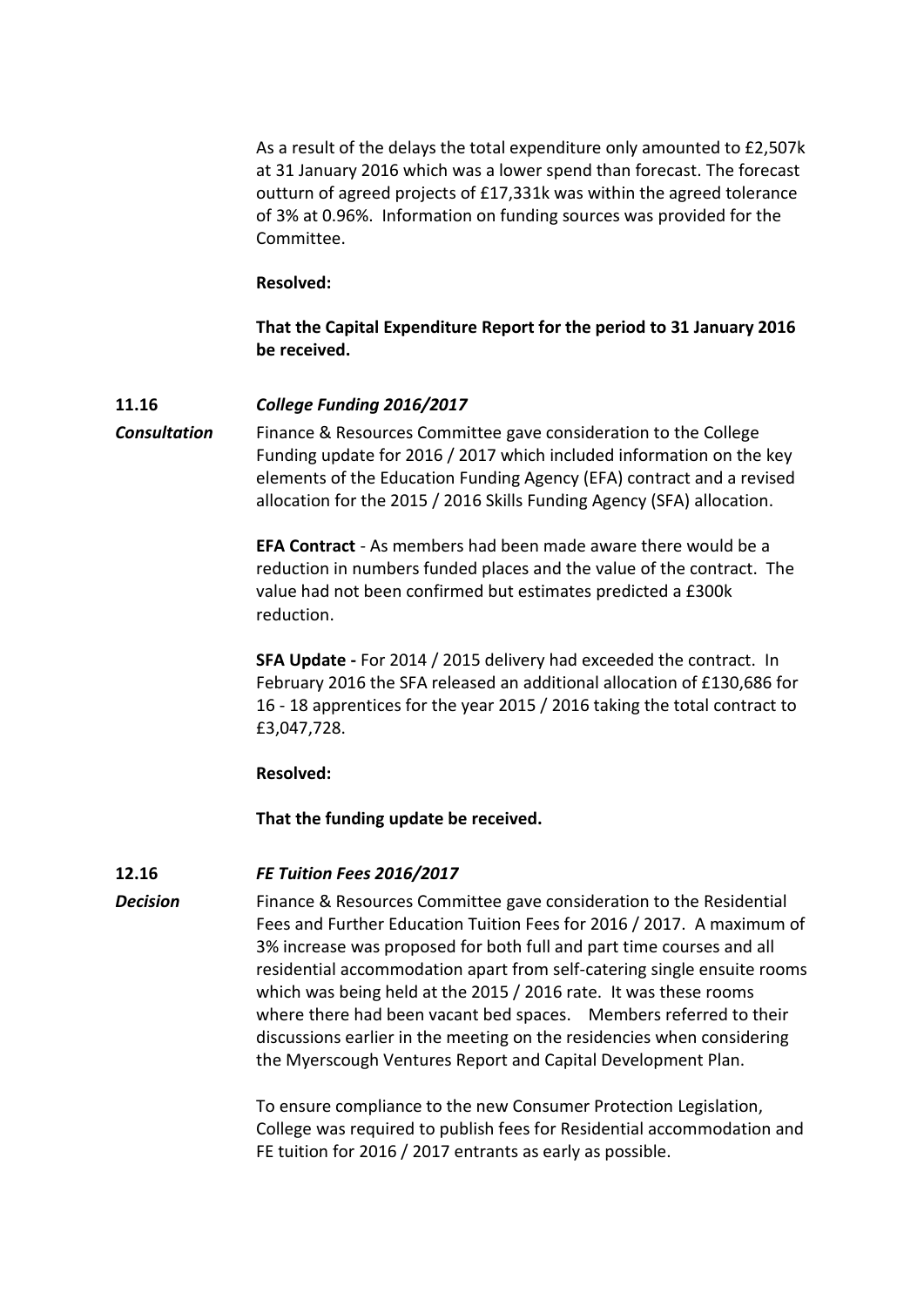As a result of the delays the total expenditure only amounted to £2,507k at 31 January 2016 which was a lower spend than forecast. The forecast outturn of agreed projects of £17,331k was within the agreed tolerance of 3% at 0.96%. Information on funding sources was provided for the Committee.

**Resolved:**

**That the Capital Expenditure Report for the period to 31 January 2016 be received.**

**11.16** ***College Funding 2016/2017***

***Consultation***

Finance & Resources Committee gave consideration to the College Funding update for 2016 / 2017 which included information on the key elements of the Education Funding Agency (EFA) contract and a revised allocation for the 2015 / 2016 Skills Funding Agency (SFA) allocation.

**EFA Contract** - As members had been made aware there would be a reduction in numbers funded places and the value of the contract. The value had not been confirmed but estimates predicted a £300k reduction.

**SFA Update -** For 2014 / 2015 delivery had exceeded the contract. In February 2016 the SFA released an additional allocation of £130,686 for 16 - 18 apprentices for the year 2015 / 2016 taking the total contract to £3,047,728.

**Resolved:**

**That the funding update be received.**

**12.16** ***FE Tuition Fees 2016/2017***

***Decision***

Finance & Resources Committee gave consideration to the Residential Fees and Further Education Tuition Fees for 2016 / 2017. A maximum of 3% increase was proposed for both full and part time courses and all residential accommodation apart from self-catering single ensuite rooms which was being held at the 2015 / 2016 rate. It was these rooms where there had been vacant bed spaces. Members referred to their discussions earlier in the meeting on the residencies when considering the Myerscough Ventures Report and Capital Development Plan.

To ensure compliance to the new Consumer Protection Legislation, College was required to publish fees for Residential accommodation and FE tuition for 2016 / 2017 entrants as early as possible.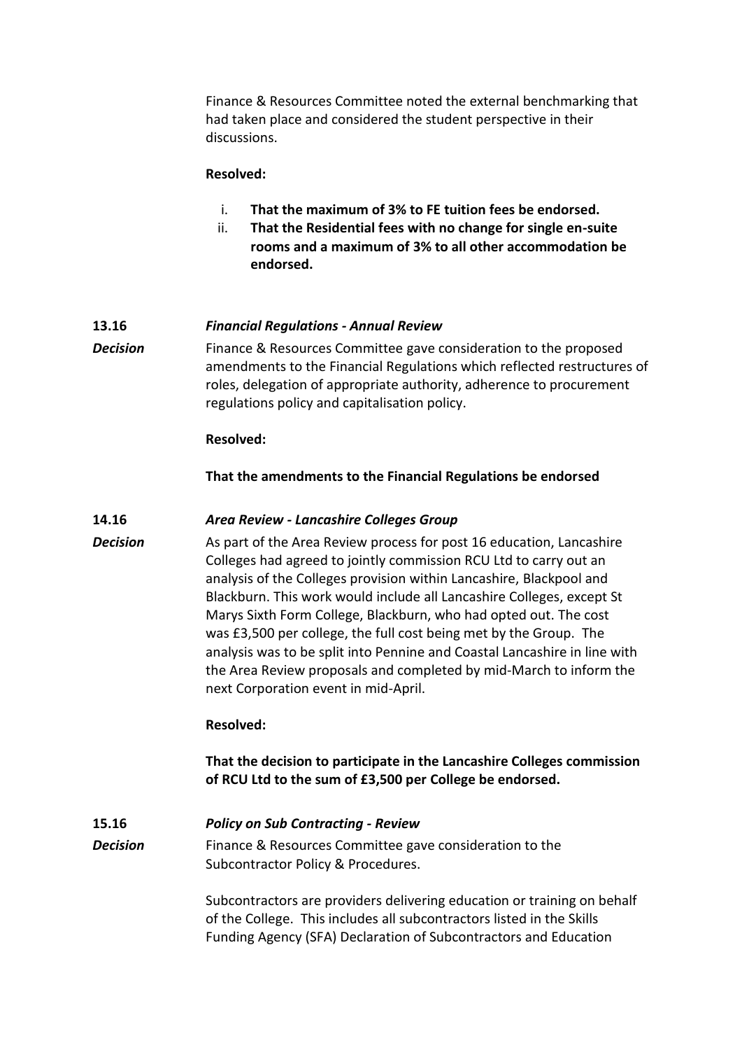Finance & Resources Committee noted the external benchmarking that had taken place and considered the student perspective in their discussions.

**Resolved:**

i. **That the maximum of 3% to FE tuition fees be endorsed.**
ii. **That the Residential fees with no change for single en-suite rooms and a maximum of 3% to all other accommodation be endorsed.**

**13.16** ***Financial Regulations - Annual Review***

***Decision*** Finance & Resources Committee gave consideration to the proposed amendments to the Financial Regulations which reflected restructures of roles, delegation of appropriate authority, adherence to procurement regulations policy and capitalisation policy.

**Resolved:**

**That the amendments to the Financial Regulations be endorsed**

**14.16** ***Area Review - Lancashire Colleges Group***

***Decision*** As part of the Area Review process for post 16 education, Lancashire Colleges had agreed to jointly commission RCU Ltd to carry out an analysis of the Colleges provision within Lancashire, Blackpool and Blackburn. This work would include all Lancashire Colleges, except St Marys Sixth Form College, Blackburn, who had opted out. The cost was £3,500 per college, the full cost being met by the Group. The analysis was to be split into Pennine and Coastal Lancashire in line with the Area Review proposals and completed by mid-March to inform the next Corporation event in mid-April.

**Resolved:**

**That the decision to participate in the Lancashire Colleges commission of RCU Ltd to the sum of £3,500 per College be endorsed.**

**15.16** ***Policy on Sub Contracting - Review***

***Decision*** Finance & Resources Committee gave consideration to the Subcontractor Policy & Procedures.

Subcontractors are providers delivering education or training on behalf of the College. This includes all subcontractors listed in the Skills Funding Agency (SFA) Declaration of Subcontractors and Education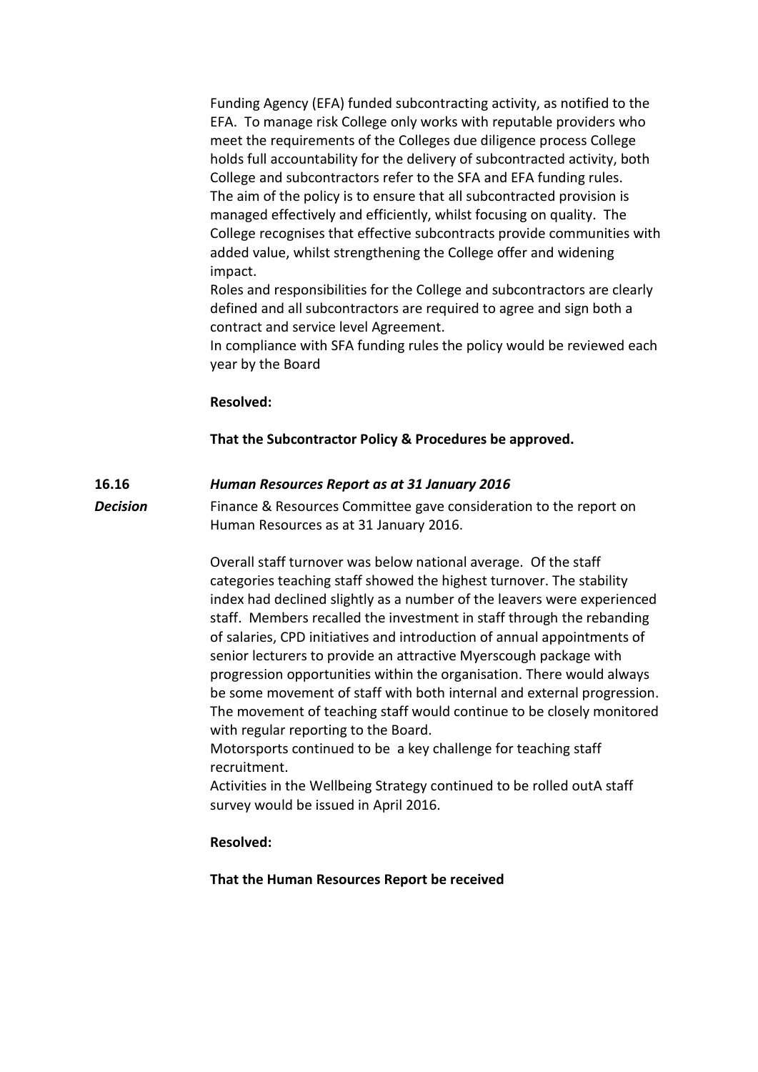Funding Agency (EFA) funded subcontracting activity, as notified to the EFA. To manage risk College only works with reputable providers who meet the requirements of the Colleges due diligence process College holds full accountability for the delivery of subcontracted activity, both College and subcontractors refer to the SFA and EFA funding rules.
The aim of the policy is to ensure that all subcontracted provision is managed effectively and efficiently, whilst focusing on quality. The College recognises that effective subcontracts provide communities with added value, whilst strengthening the College offer and widening impact.
Roles and responsibilities for the College and subcontractors are clearly defined and all subcontractors are required to agree and sign both a contract and service level Agreement.
In compliance with SFA funding rules the policy would be reviewed each year by the Board

**Resolved:**

**That the Subcontractor Policy & Procedures be approved.**

**16.16** ***Human Resources Report as at 31 January 2016***

***Decision***

Finance & Resources Committee gave consideration to the report on Human Resources as at 31 January 2016.

Overall staff turnover was below national average. Of the staff categories teaching staff showed the highest turnover. The stability index had declined slightly as a number of the leavers were experienced staff. Members recalled the investment in staff through the rebanding of salaries, CPD initiatives and introduction of annual appointments of senior lecturers to provide an attractive Myerscough package with progression opportunities within the organisation. There would always be some movement of staff with both internal and external progression. The movement of teaching staff would continue to be closely monitored with regular reporting to the Board.
Motorsports continued to be a key challenge for teaching staff recruitment.
Activities in the Wellbeing Strategy continued to be rolled outA staff survey would be issued in April 2016.

**Resolved:**

**That the Human Resources Report be received**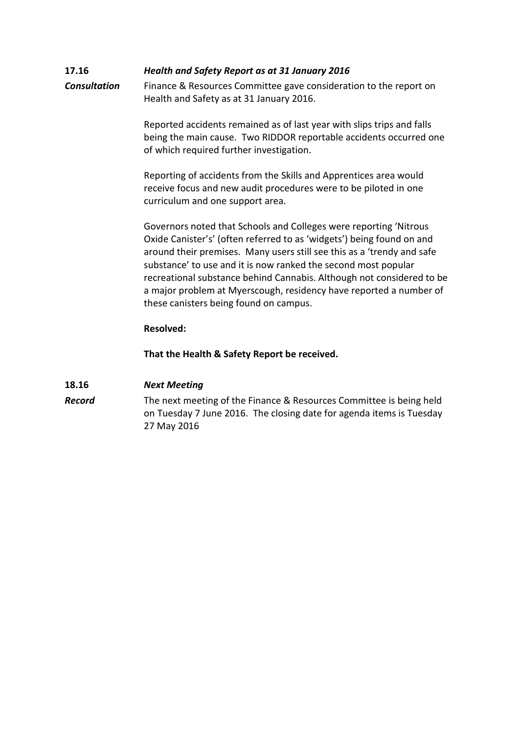**17.16** ***Health and Safety Report as at 31 January 2016***

***Consultation*** Finance & Resources Committee gave consideration to the report on Health and Safety as at 31 January 2016.

Reported accidents remained as of last year with slips trips and falls being the main cause. Two RIDDOR reportable accidents occurred one of which required further investigation.

Reporting of accidents from the Skills and Apprentices area would receive focus and new audit procedures were to be piloted in one curriculum and one support area.

Governors noted that Schools and Colleges were reporting 'Nitrous Oxide Canister's' (often referred to as 'widgets') being found on and around their premises. Many users still see this as a 'trendy and safe substance' to use and it is now ranked the second most popular recreational substance behind Cannabis. Although not considered to be a major problem at Myerscough, residency have reported a number of these canisters being found on campus.

**Resolved:**

**That the Health & Safety Report be received.**

**18.16** ***Next Meeting***

***Record*** The next meeting of the Finance & Resources Committee is being held on Tuesday 7 June 2016. The closing date for agenda items is Tuesday 27 May 2016